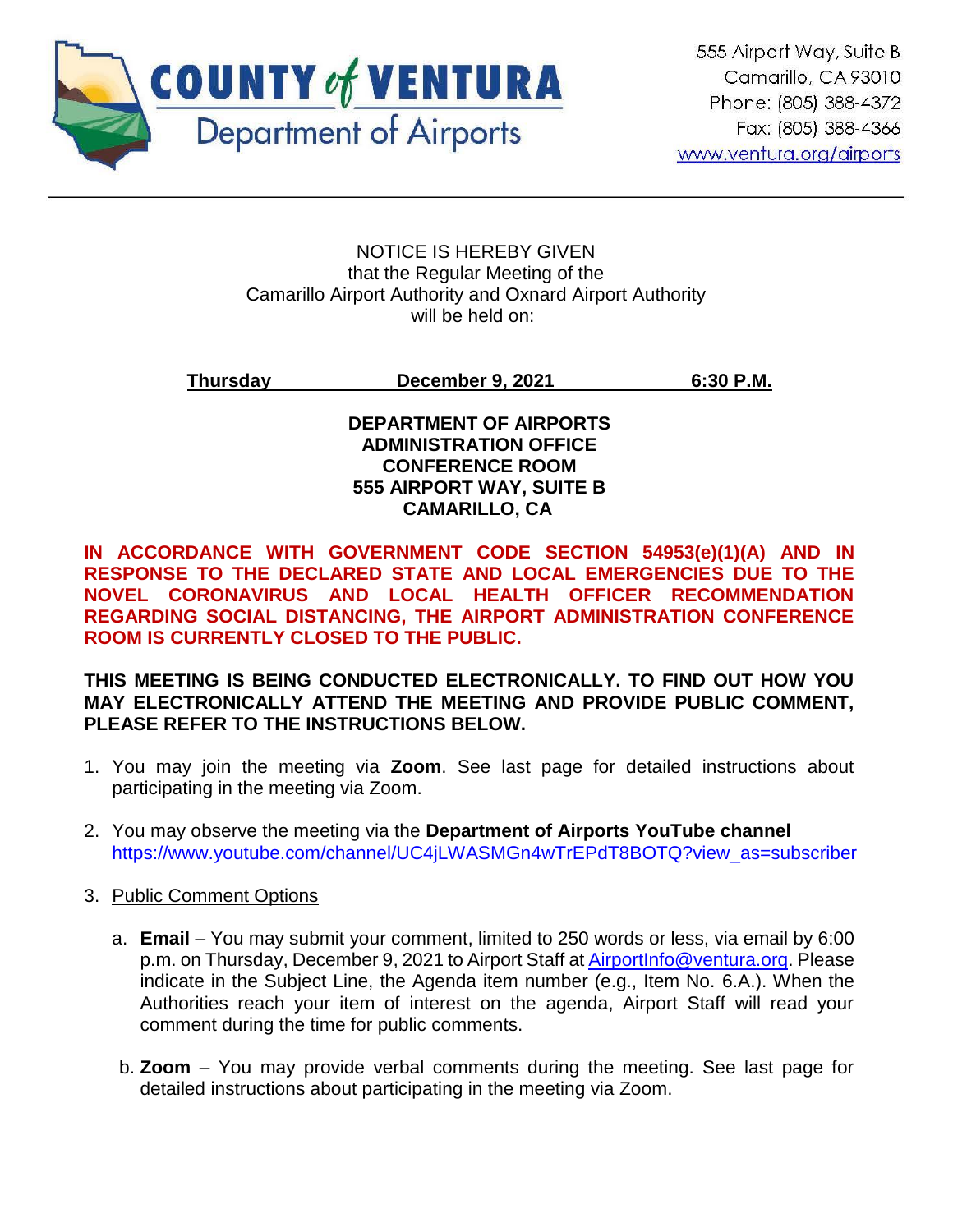**COUNTY of VENTURA**
Department of Airports

555 Airport Way, Suite B
Camarillo, CA 93010
Phone: (805) 388-4372
Fax: (805) 388-4366
www.ventura.org/airports

---

NOTICE IS HEREBY GIVEN
that the Regular Meeting of the
Camarillo Airport Authority and Oxnard Airport Authority
will be held on:

**Thursday** **December 9, 2021** **6:30 P.M.**

**DEPARTMENT OF AIRPORTS**
**ADMINISTRATION OFFICE**
**CONFERENCE ROOM**
**555 AIRPORT WAY, SUITE B**
**CAMARILLO, CA**

**IN ACCORDANCE WITH GOVERNMENT CODE SECTION 54953(e)(1)(A) AND IN RESPONSE TO THE DECLARED STATE AND LOCAL EMERGENCIES DUE TO THE NOVEL CORONAVIRUS AND LOCAL HEALTH OFFICER RECOMMENDATION REGARDING SOCIAL DISTANCING, THE AIRPORT ADMINISTRATION CONFERENCE ROOM IS CURRENTLY CLOSED TO THE PUBLIC.**

**THIS MEETING IS BEING CONDUCTED ELECTRONICALLY. TO FIND OUT HOW YOU MAY ELECTRONICALLY ATTEND THE MEETING AND PROVIDE PUBLIC COMMENT, PLEASE REFER TO THE INSTRUCTIONS BELOW.**

1. You may join the meeting via **Zoom**. See last page for detailed instructions about participating in the meeting via Zoom.

2. You may observe the meeting via the **Department of Airports YouTube channel** https://www.youtube.com/channel/UC4jLWASMGn4wTrEPdT8BOTQ?view_as=subscriber

3. Public Comment Options

   a. **Email** – You may submit your comment, limited to 250 words or less, via email by 6:00 p.m. on Thursday, December 9, 2021 to Airport Staff at AirportInfo@ventura.org. Please indicate in the Subject Line, the Agenda item number (e.g., Item No. 6.A.). When the Authorities reach your item of interest on the agenda, Airport Staff will read your comment during the time for public comments.

   b. **Zoom** – You may provide verbal comments during the meeting. See last page for detailed instructions about participating in the meeting via Zoom.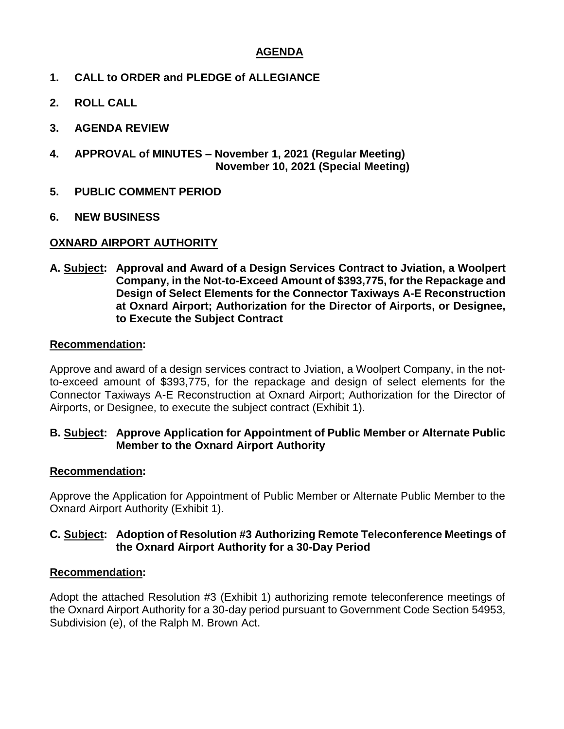# AGENDA

1. **CALL to ORDER and PLEDGE of ALLEGIANCE**
2. **ROLL CALL**
3. **AGENDA REVIEW**
4. **APPROVAL of MINUTES – November 1, 2021 (Regular Meeting)**
   **November 10, 2021 (Special Meeting)**
5. **PUBLIC COMMENT PERIOD**
6. **NEW BUSINESS**

## OXNARD AIRPORT AUTHORITY

**A. Subject: Approval and Award of a Design Services Contract to Jviation, a Woolpert Company, in the Not-to-Exceed Amount of $393,775, for the Repackage and Design of Select Elements for the Connector Taxiways A-E Reconstruction at Oxnard Airport; Authorization for the Director of Airports, or Designee, to Execute the Subject Contract**

**Recommendation:**

Approve and award of a design services contract to Jviation, a Woolpert Company, in the not-to-exceed amount of $393,775, for the repackage and design of select elements for the Connector Taxiways A-E Reconstruction at Oxnard Airport; Authorization for the Director of Airports, or Designee, to execute the subject contract (Exhibit 1).

**B. Subject: Approve Application for Appointment of Public Member or Alternate Public Member to the Oxnard Airport Authority**

**Recommendation:**

Approve the Application for Appointment of Public Member or Alternate Public Member to the Oxnard Airport Authority (Exhibit 1).

**C. Subject: Adoption of Resolution #3 Authorizing Remote Teleconference Meetings of the Oxnard Airport Authority for a 30-Day Period**

**Recommendation:**

Adopt the attached Resolution #3 (Exhibit 1) authorizing remote teleconference meetings of the Oxnard Airport Authority for a 30-day period pursuant to Government Code Section 54953, Subdivision (e), of the Ralph M. Brown Act.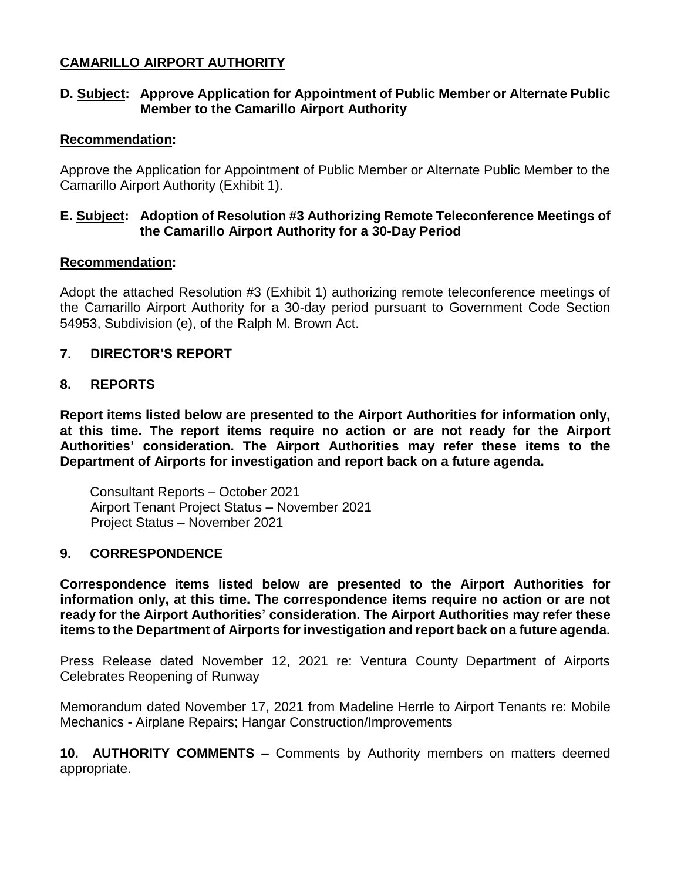## CAMARILLO AIRPORT AUTHORITY

**D. Subject: Approve Application for Appointment of Public Member or Alternate Public Member to the Camarillo Airport Authority**

**Recommendation:**

Approve the Application for Appointment of Public Member or Alternate Public Member to the Camarillo Airport Authority (Exhibit 1).

**E. Subject: Adoption of Resolution #3 Authorizing Remote Teleconference Meetings of the Camarillo Airport Authority for a 30-Day Period**

**Recommendation:**

Adopt the attached Resolution #3 (Exhibit 1) authorizing remote teleconference meetings of the Camarillo Airport Authority for a 30-day period pursuant to Government Code Section 54953, Subdivision (e), of the Ralph M. Brown Act.

## 7. DIRECTOR'S REPORT

## 8. REPORTS

**Report items listed below are presented to the Airport Authorities for information only, at this time. The report items require no action or are not ready for the Airport Authorities' consideration. The Airport Authorities may refer these items to the Department of Airports for investigation and report back on a future agenda.**

Consultant Reports – October 2021
Airport Tenant Project Status – November 2021
Project Status – November 2021

## 9. CORRESPONDENCE

**Correspondence items listed below are presented to the Airport Authorities for information only, at this time. The correspondence items require no action or are not ready for the Airport Authorities' consideration. The Airport Authorities may refer these items to the Department of Airports for investigation and report back on a future agenda.**

Press Release dated November 12, 2021 re: Ventura County Department of Airports Celebrates Reopening of Runway

Memorandum dated November 17, 2021 from Madeline Herrle to Airport Tenants re: Mobile Mechanics - Airplane Repairs; Hangar Construction/Improvements

**10. AUTHORITY COMMENTS –** Comments by Authority members on matters deemed appropriate.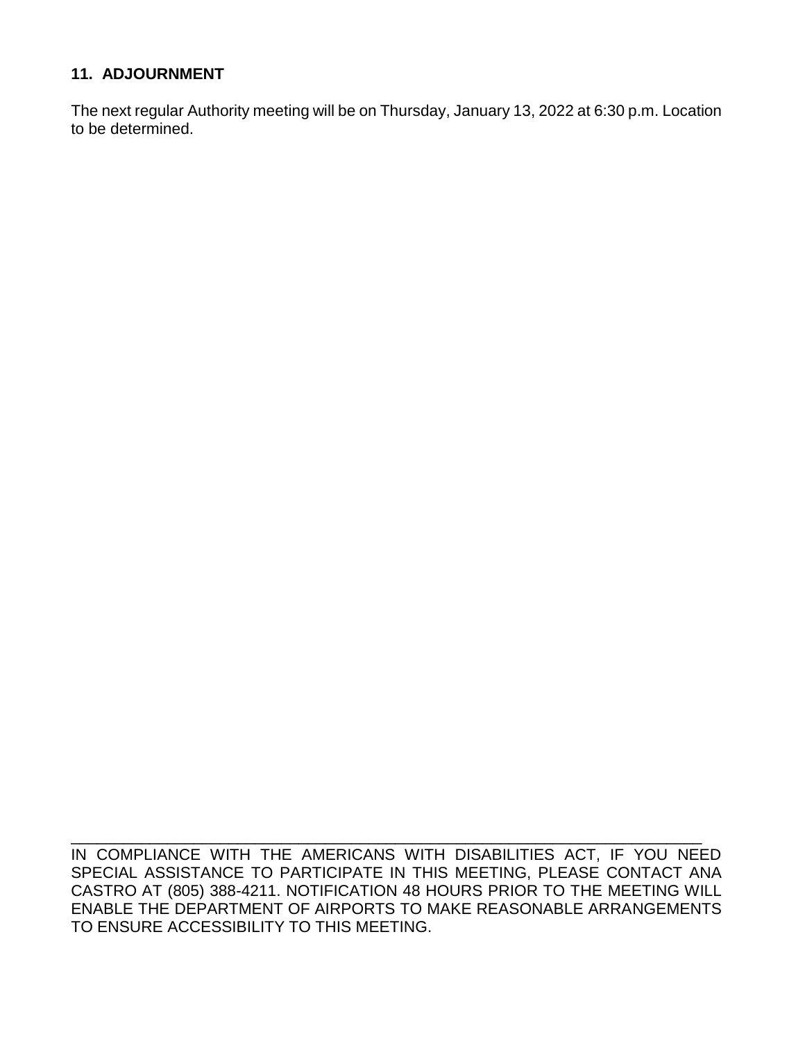**11. ADJOURNMENT**

The next regular Authority meeting will be on Thursday, January 13, 2022 at 6:30 p.m. Location to be determined.

---

IN COMPLIANCE WITH THE AMERICANS WITH DISABILITIES ACT, IF YOU NEED SPECIAL ASSISTANCE TO PARTICIPATE IN THIS MEETING, PLEASE CONTACT ANA CASTRO AT (805) 388-4211. NOTIFICATION 48 HOURS PRIOR TO THE MEETING WILL ENABLE THE DEPARTMENT OF AIRPORTS TO MAKE REASONABLE ARRANGEMENTS TO ENSURE ACCESSIBILITY TO THIS MEETING.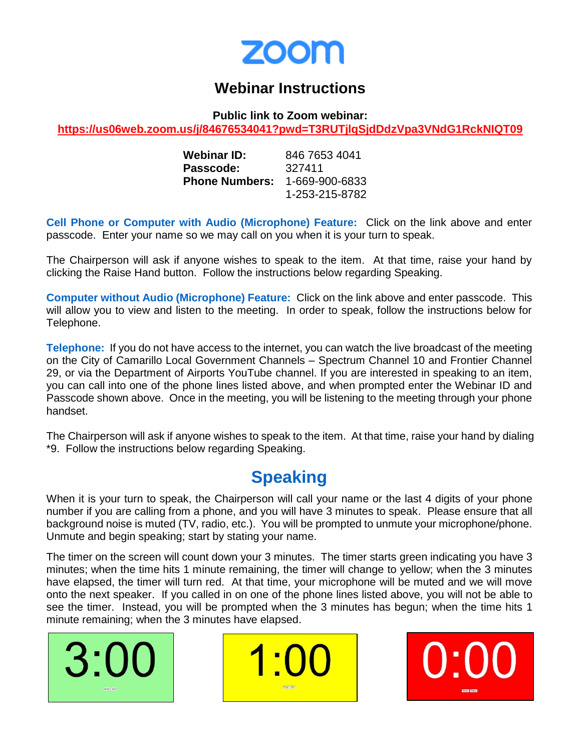# zoom

## Webinar Instructions

**Public link to Zoom webinar:**
**https://us06web.zoom.us/j/84676534041?pwd=T3RUTjlqSjdDdzVpa3VNdG1RckNIQT09**

| | |
|---|---|
| **Webinar ID:** | 846 7653 4041 |
| **Passcode:** | 327411 |
| **Phone Numbers:** | 1-669-900-6833 |
| | 1-253-215-8782 |

**Cell Phone or Computer with Audio (Microphone) Feature:** Click on the link above and enter passcode. Enter your name so we may call on you when it is your turn to speak.

The Chairperson will ask if anyone wishes to speak to the item. At that time, raise your hand by clicking the Raise Hand button. Follow the instructions below regarding Speaking.

**Computer without Audio (Microphone) Feature:** Click on the link above and enter passcode. This will allow you to view and listen to the meeting. In order to speak, follow the instructions below for Telephone.

**Telephone:** If you do not have access to the internet, you can watch the live broadcast of the meeting on the City of Camarillo Local Government Channels – Spectrum Channel 10 and Frontier Channel 29, or via the Department of Airports YouTube channel. If you are interested in speaking to an item, you can call into one of the phone lines listed above, and when prompted enter the Webinar ID and Passcode shown above. Once in the meeting, you will be listening to the meeting through your phone handset.

The Chairperson will ask if anyone wishes to speak to the item. At that time, raise your hand by dialing *9. Follow the instructions below regarding Speaking.

## Speaking

When it is your turn to speak, the Chairperson will call your name or the last 4 digits of your phone number if you are calling from a phone, and you will have 3 minutes to speak. Please ensure that all background noise is muted (TV, radio, etc.). You will be prompted to unmute your microphone/phone. Unmute and begin speaking; start by stating your name.

The timer on the screen will count down your 3 minutes. The timer starts green indicating you have 3 minutes; when the time hits 1 minute remaining, the timer will change to yellow; when the 3 minutes have elapsed, the timer will turn red. At that time, your microphone will be muted and we will move onto the next speaker. If you called in on one of the phone lines listed above, you will not be able to see the timer. Instead, you will be prompted when the 3 minutes has begun; when the time hits 1 minute remaining; when the 3 minutes have elapsed.

3:00

1:00

0:00